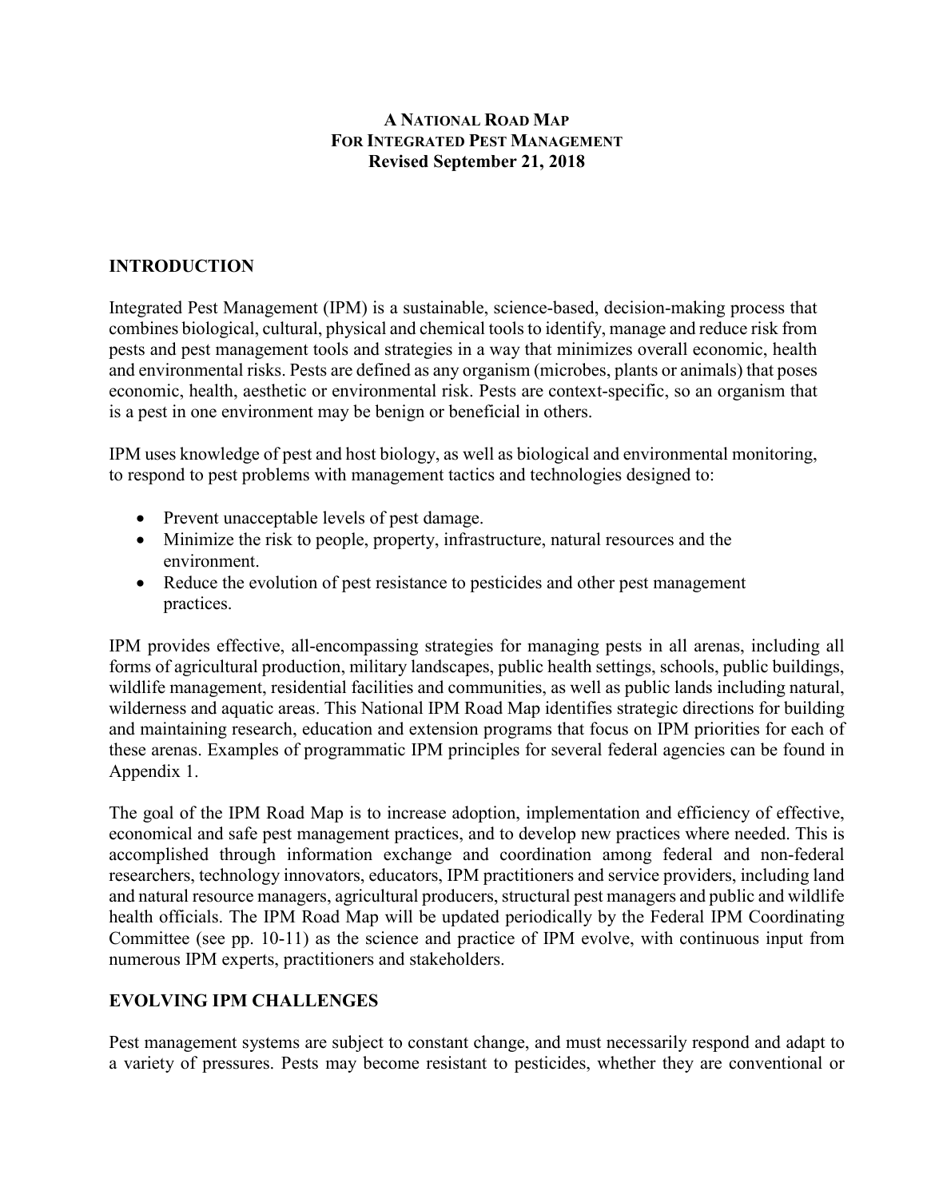# A National Road Map For Integrated Pest Management

**Revised September 21, 2018**

## INTRODUCTION

Integrated Pest Management (IPM) is a sustainable, science-based, decision-making process that combines biological, cultural, physical and chemical tools to identify, manage and reduce risk from pests and pest management tools and strategies in a way that minimizes overall economic, health and environmental risks. Pests are defined as any organism (microbes, plants or animals) that poses economic, health, aesthetic or environmental risk. Pests are context-specific, so an organism that is a pest in one environment may be benign or beneficial in others.

IPM uses knowledge of pest and host biology, as well as biological and environmental monitoring, to respond to pest problems with management tactics and technologies designed to:

- Prevent unacceptable levels of pest damage.
- Minimize the risk to people, property, infrastructure, natural resources and the environment.
- Reduce the evolution of pest resistance to pesticides and other pest management practices.

IPM provides effective, all-encompassing strategies for managing pests in all arenas, including all forms of agricultural production, military landscapes, public health settings, schools, public buildings, wildlife management, residential facilities and communities, as well as public lands including natural, wilderness and aquatic areas. This National IPM Road Map identifies strategic directions for building and maintaining research, education and extension programs that focus on IPM priorities for each of these arenas. Examples of programmatic IPM principles for several federal agencies can be found in Appendix 1.

The goal of the IPM Road Map is to increase adoption, implementation and efficiency of effective, economical and safe pest management practices, and to develop new practices where needed. This is accomplished through information exchange and coordination among federal and non-federal researchers, technology innovators, educators, IPM practitioners and service providers, including land and natural resource managers, agricultural producers, structural pest managers and public and wildlife health officials. The IPM Road Map will be updated periodically by the Federal IPM Coordinating Committee (see pp. 10-11) as the science and practice of IPM evolve, with continuous input from numerous IPM experts, practitioners and stakeholders.

## EVOLVING IPM CHALLENGES

Pest management systems are subject to constant change, and must necessarily respond and adapt to a variety of pressures. Pests may become resistant to pesticides, whether they are conventional or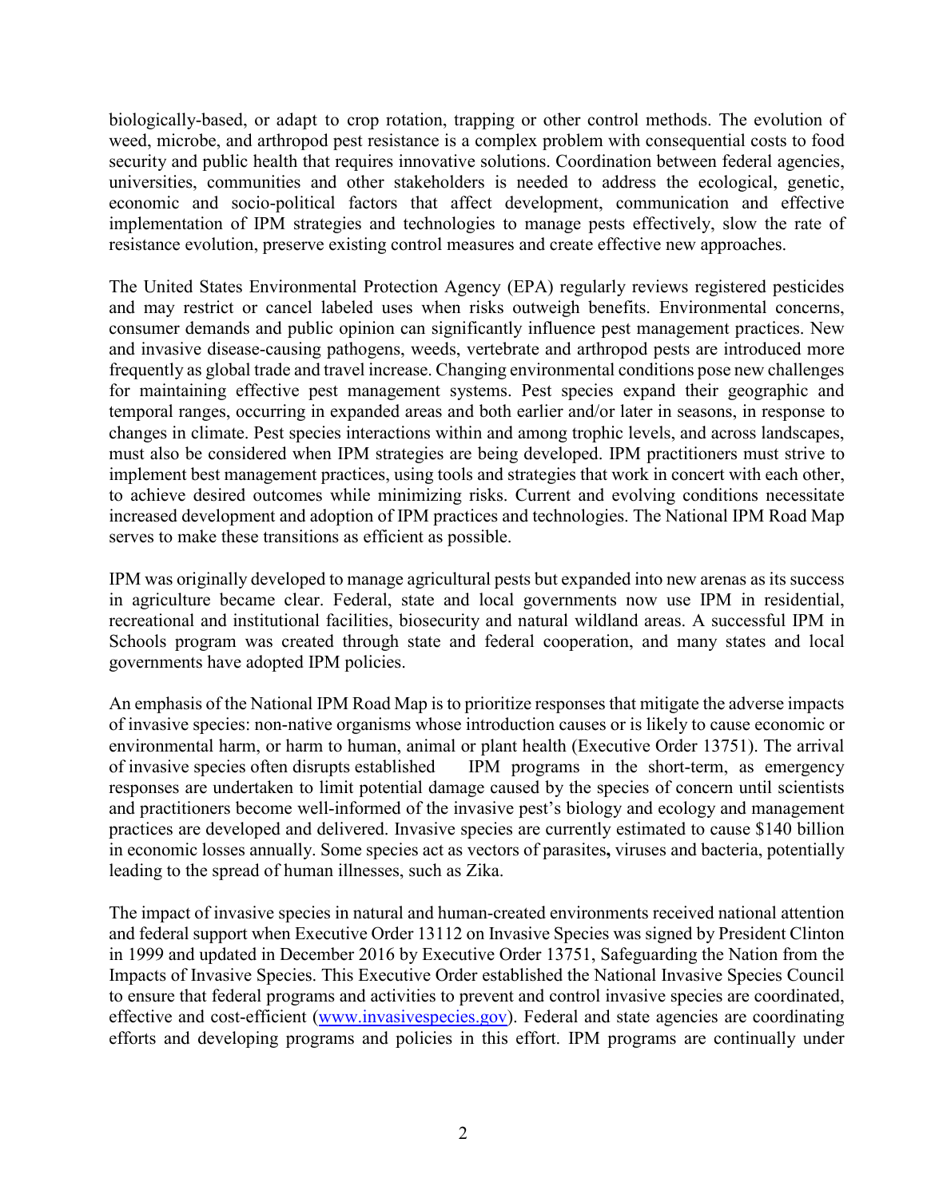biologically-based, or adapt to crop rotation, trapping or other control methods. The evolution of weed, microbe, and arthropod pest resistance is a complex problem with consequential costs to food security and public health that requires innovative solutions. Coordination between federal agencies, universities, communities and other stakeholders is needed to address the ecological, genetic, economic and socio-political factors that affect development, communication and effective implementation of IPM strategies and technologies to manage pests effectively, slow the rate of resistance evolution, preserve existing control measures and create effective new approaches.

The United States Environmental Protection Agency (EPA) regularly reviews registered pesticides and may restrict or cancel labeled uses when risks outweigh benefits. Environmental concerns, consumer demands and public opinion can significantly influence pest management practices. New and invasive disease-causing pathogens, weeds, vertebrate and arthropod pests are introduced more frequently as global trade and travel increase. Changing environmental conditions pose new challenges for maintaining effective pest management systems. Pest species expand their geographic and temporal ranges, occurring in expanded areas and both earlier and/or later in seasons, in response to changes in climate. Pest species interactions within and among trophic levels, and across landscapes, must also be considered when IPM strategies are being developed. IPM practitioners must strive to implement best management practices, using tools and strategies that work in concert with each other, to achieve desired outcomes while minimizing risks. Current and evolving conditions necessitate increased development and adoption of IPM practices and technologies. The National IPM Road Map serves to make these transitions as efficient as possible.

IPM was originally developed to manage agricultural pests but expanded into new arenas as its success in agriculture became clear. Federal, state and local governments now use IPM in residential, recreational and institutional facilities, biosecurity and natural wildland areas. A successful IPM in Schools program was created through state and federal cooperation, and many states and local governments have adopted IPM policies.

An emphasis of the National IPM Road Map is to prioritize responses that mitigate the adverse impacts of invasive species: non-native organisms whose introduction causes or is likely to cause economic or environmental harm, or harm to human, animal or plant health (Executive Order 13751). The arrival of invasive species often disrupts established IPM programs in the short-term, as emergency responses are undertaken to limit potential damage caused by the species of concern until scientists and practitioners become well-informed of the invasive pest's biology and ecology and management practices are developed and delivered. Invasive species are currently estimated to cause $140 billion in economic losses annually. Some species act as vectors of parasites**,** viruses and bacteria, potentially leading to the spread of human illnesses, such as Zika.

The impact of invasive species in natural and human-created environments received national attention and federal support when Executive Order 13112 on Invasive Species was signed by President Clinton in 1999 and updated in December 2016 by Executive Order 13751, Safeguarding the Nation from the Impacts of Invasive Species. This Executive Order established the National Invasive Species Council to ensure that federal programs and activities to prevent and control invasive species are coordinated, effective and cost-efficient ([www.invasivespecies.gov](www.invasivespecies.gov)). Federal and state agencies are coordinating efforts and developing programs and policies in this effort. IPM programs are continually under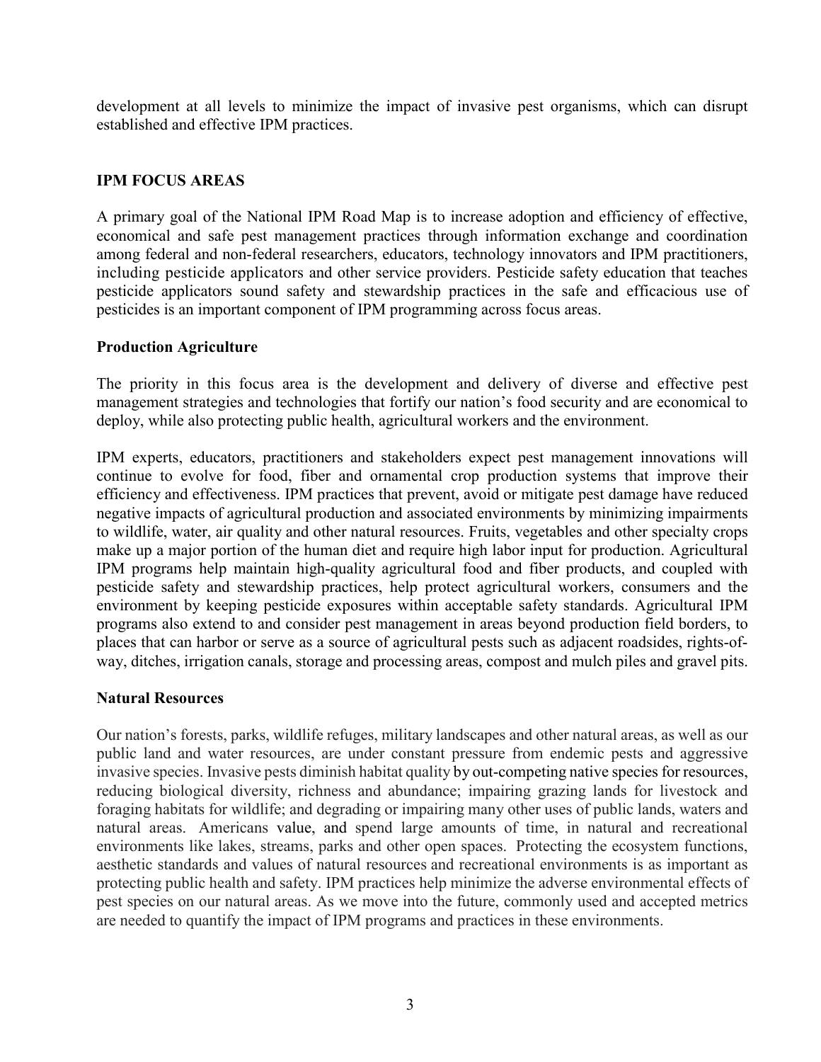development at all levels to minimize the impact of invasive pest organisms, which can disrupt established and effective IPM practices.

## IPM FOCUS AREAS

A primary goal of the National IPM Road Map is to increase adoption and efficiency of effective, economical and safe pest management practices through information exchange and coordination among federal and non-federal researchers, educators, technology innovators and IPM practitioners, including pesticide applicators and other service providers. Pesticide safety education that teaches pesticide applicators sound safety and stewardship practices in the safe and efficacious use of pesticides is an important component of IPM programming across focus areas.

### Production Agriculture

The priority in this focus area is the development and delivery of diverse and effective pest management strategies and technologies that fortify our nation's food security and are economical to deploy, while also protecting public health, agricultural workers and the environment.

IPM experts, educators, practitioners and stakeholders expect pest management innovations will continue to evolve for food, fiber and ornamental crop production systems that improve their efficiency and effectiveness. IPM practices that prevent, avoid or mitigate pest damage have reduced negative impacts of agricultural production and associated environments by minimizing impairments to wildlife, water, air quality and other natural resources. Fruits, vegetables and other specialty crops make up a major portion of the human diet and require high labor input for production. Agricultural IPM programs help maintain high-quality agricultural food and fiber products, and coupled with pesticide safety and stewardship practices, help protect agricultural workers, consumers and the environment by keeping pesticide exposures within acceptable safety standards. Agricultural IPM programs also extend to and consider pest management in areas beyond production field borders, to places that can harbor or serve as a source of agricultural pests such as adjacent roadsides, rights-of-way, ditches, irrigation canals, storage and processing areas, compost and mulch piles and gravel pits.

### Natural Resources

Our nation's forests, parks, wildlife refuges, military landscapes and other natural areas, as well as our public land and water resources, are under constant pressure from endemic pests and aggressive invasive species. Invasive pests diminish habitat quality by out-competing native species for resources, reducing biological diversity, richness and abundance; impairing grazing lands for livestock and foraging habitats for wildlife; and degrading or impairing many other uses of public lands, waters and natural areas. Americans value, and spend large amounts of time, in natural and recreational environments like lakes, streams, parks and other open spaces. Protecting the ecosystem functions, aesthetic standards and values of natural resources and recreational environments is as important as protecting public health and safety. IPM practices help minimize the adverse environmental effects of pest species on our natural areas. As we move into the future, commonly used and accepted metrics are needed to quantify the impact of IPM programs and practices in these environments.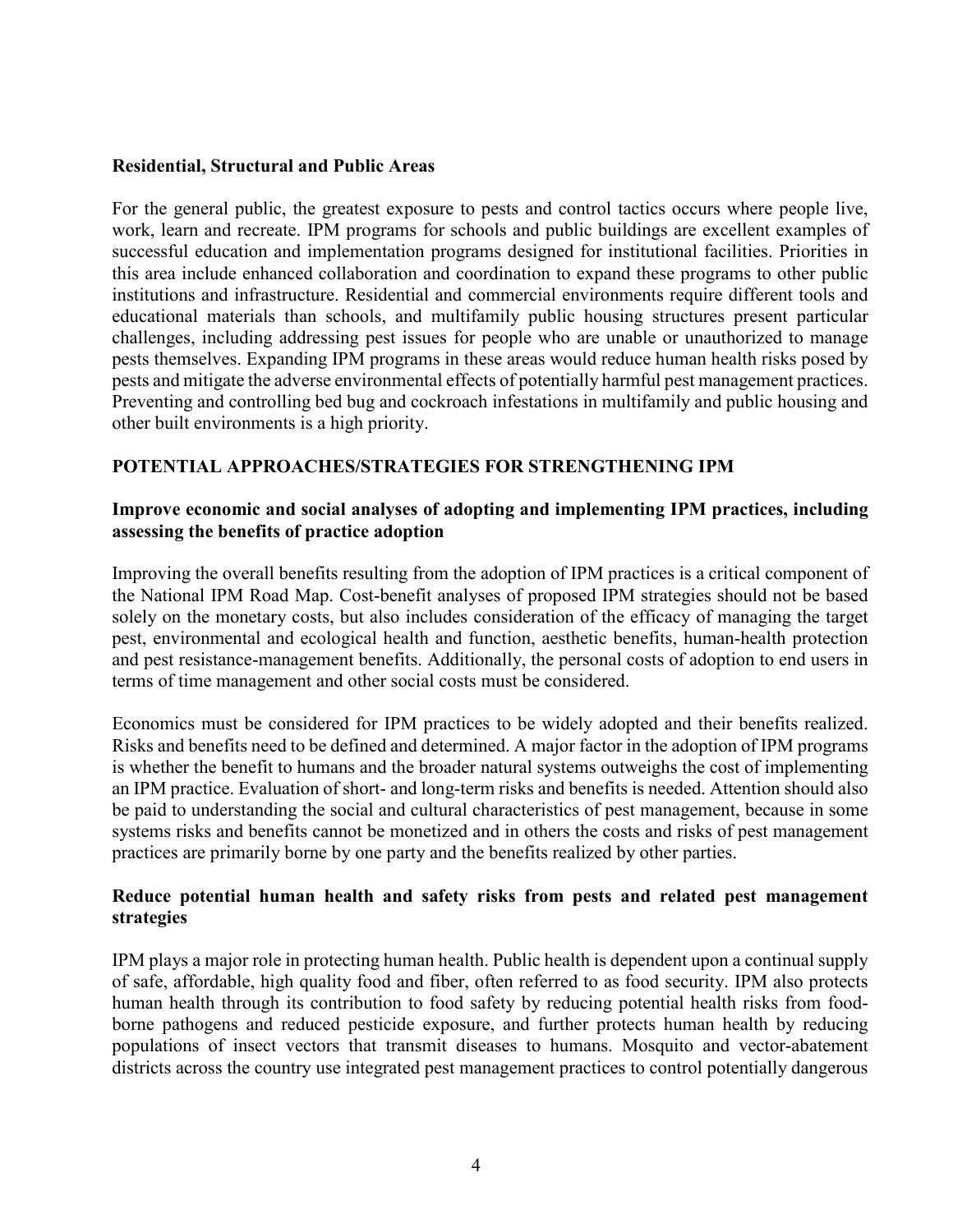**Residential, Structural and Public Areas**

For the general public, the greatest exposure to pests and control tactics occurs where people live, work, learn and recreate. IPM programs for schools and public buildings are excellent examples of successful education and implementation programs designed for institutional facilities. Priorities in this area include enhanced collaboration and coordination to expand these programs to other public institutions and infrastructure. Residential and commercial environments require different tools and educational materials than schools, and multifamily public housing structures present particular challenges, including addressing pest issues for people who are unable or unauthorized to manage pests themselves. Expanding IPM programs in these areas would reduce human health risks posed by pests and mitigate the adverse environmental effects of potentially harmful pest management practices. Preventing and controlling bed bug and cockroach infestations in multifamily and public housing and other built environments is a high priority.

## POTENTIAL APPROACHES/STRATEGIES FOR STRENGTHENING IPM

### Improve economic and social analyses of adopting and implementing IPM practices, including assessing the benefits of practice adoption

Improving the overall benefits resulting from the adoption of IPM practices is a critical component of the National IPM Road Map. Cost-benefit analyses of proposed IPM strategies should not be based solely on the monetary costs, but also includes consideration of the efficacy of managing the target pest, environmental and ecological health and function, aesthetic benefits, human-health protection and pest resistance-management benefits. Additionally, the personal costs of adoption to end users in terms of time management and other social costs must be considered.

Economics must be considered for IPM practices to be widely adopted and their benefits realized. Risks and benefits need to be defined and determined. A major factor in the adoption of IPM programs is whether the benefit to humans and the broader natural systems outweighs the cost of implementing an IPM practice. Evaluation of short- and long-term risks and benefits is needed. Attention should also be paid to understanding the social and cultural characteristics of pest management, because in some systems risks and benefits cannot be monetized and in others the costs and risks of pest management practices are primarily borne by one party and the benefits realized by other parties.

### Reduce potential human health and safety risks from pests and related pest management strategies

IPM plays a major role in protecting human health. Public health is dependent upon a continual supply of safe, affordable, high quality food and fiber, often referred to as food security. IPM also protects human health through its contribution to food safety by reducing potential health risks from food-borne pathogens and reduced pesticide exposure, and further protects human health by reducing populations of insect vectors that transmit diseases to humans. Mosquito and vector-abatement districts across the country use integrated pest management practices to control potentially dangerous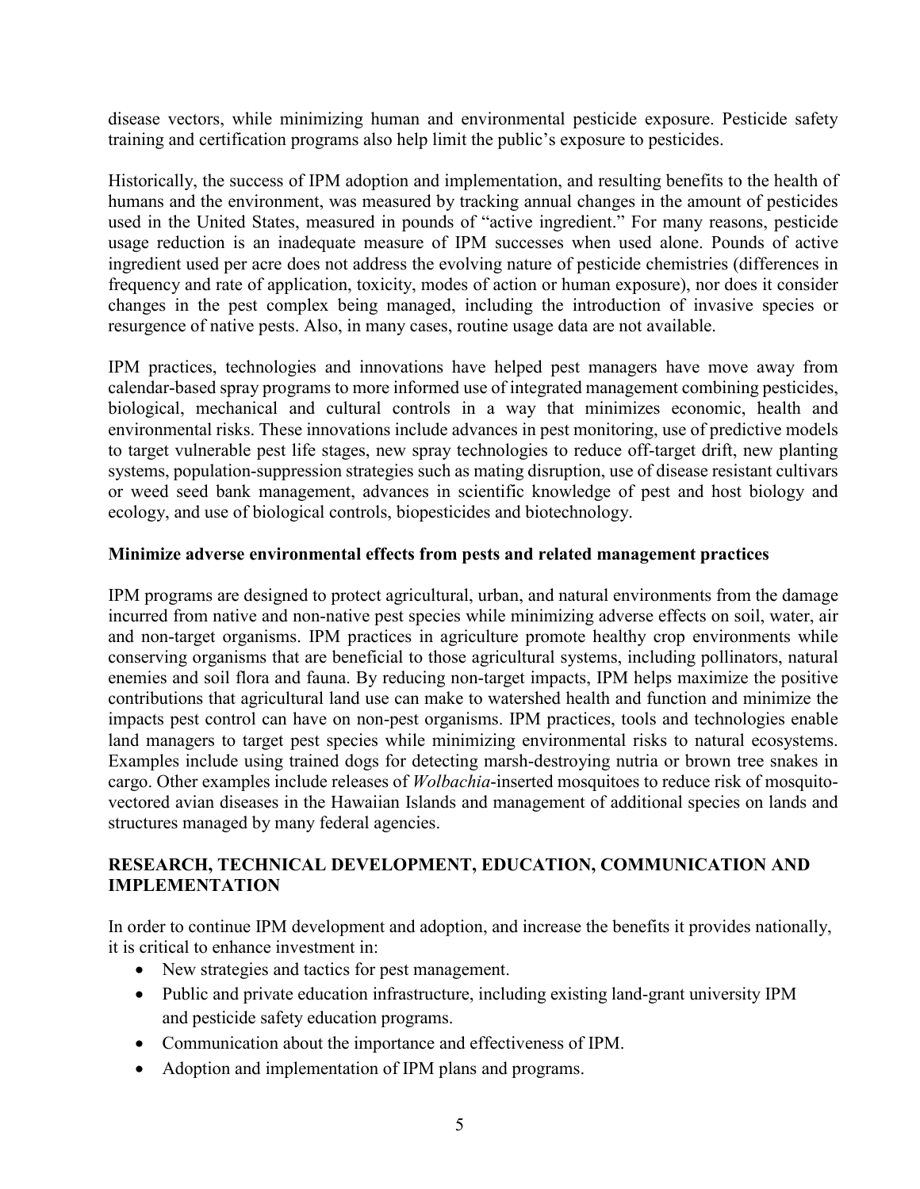disease vectors, while minimizing human and environmental pesticide exposure. Pesticide safety training and certification programs also help limit the public's exposure to pesticides.

Historically, the success of IPM adoption and implementation, and resulting benefits to the health of humans and the environment, was measured by tracking annual changes in the amount of pesticides used in the United States, measured in pounds of "active ingredient." For many reasons, pesticide usage reduction is an inadequate measure of IPM successes when used alone. Pounds of active ingredient used per acre does not address the evolving nature of pesticide chemistries (differences in frequency and rate of application, toxicity, modes of action or human exposure), nor does it consider changes in the pest complex being managed, including the introduction of invasive species or resurgence of native pests. Also, in many cases, routine usage data are not available.

IPM practices, technologies and innovations have helped pest managers have move away from calendar-based spray programs to more informed use of integrated management combining pesticides, biological, mechanical and cultural controls in a way that minimizes economic, health and environmental risks. These innovations include advances in pest monitoring, use of predictive models to target vulnerable pest life stages, new spray technologies to reduce off-target drift, new planting systems, population-suppression strategies such as mating disruption, use of disease resistant cultivars or weed seed bank management, advances in scientific knowledge of pest and host biology and ecology, and use of biological controls, biopesticides and biotechnology.

**Minimize adverse environmental effects from pests and related management practices**

IPM programs are designed to protect agricultural, urban, and natural environments from the damage incurred from native and non-native pest species while minimizing adverse effects on soil, water, air and non-target organisms. IPM practices in agriculture promote healthy crop environments while conserving organisms that are beneficial to those agricultural systems, including pollinators, natural enemies and soil flora and fauna. By reducing non-target impacts, IPM helps maximize the positive contributions that agricultural land use can make to watershed health and function and minimize the impacts pest control can have on non-pest organisms. IPM practices, tools and technologies enable land managers to target pest species while minimizing environmental risks to natural ecosystems. Examples include using trained dogs for detecting marsh-destroying nutria or brown tree snakes in cargo. Other examples include releases of *Wolbachia*-inserted mosquitoes to reduce risk of mosquito-vectored avian diseases in the Hawaiian Islands and management of additional species on lands and structures managed by many federal agencies.

## RESEARCH, TECHNICAL DEVELOPMENT, EDUCATION, COMMUNICATION AND IMPLEMENTATION

In order to continue IPM development and adoption, and increase the benefits it provides nationally, it is critical to enhance investment in:

- New strategies and tactics for pest management.
- Public and private education infrastructure, including existing land-grant university IPM and pesticide safety education programs.
- Communication about the importance and effectiveness of IPM.
- Adoption and implementation of IPM plans and programs.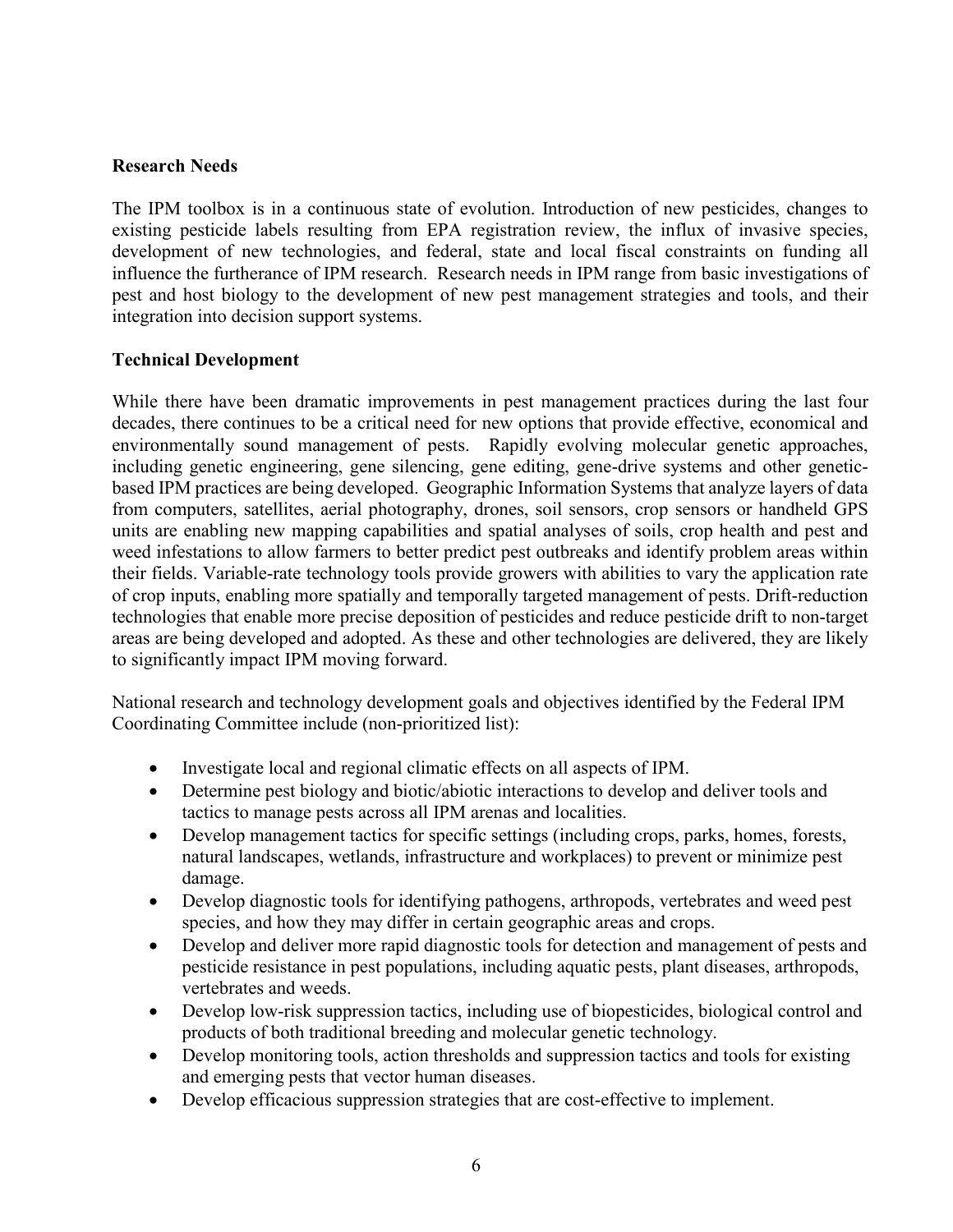**Research Needs**

The IPM toolbox is in a continuous state of evolution. Introduction of new pesticides, changes to existing pesticide labels resulting from EPA registration review, the influx of invasive species, development of new technologies, and federal, state and local fiscal constraints on funding all influence the furtherance of IPM research. Research needs in IPM range from basic investigations of pest and host biology to the development of new pest management strategies and tools, and their integration into decision support systems.

**Technical Development**

While there have been dramatic improvements in pest management practices during the last four decades, there continues to be a critical need for new options that provide effective, economical and environmentally sound management of pests. Rapidly evolving molecular genetic approaches, including genetic engineering, gene silencing, gene editing, gene-drive systems and other genetic-based IPM practices are being developed. Geographic Information Systems that analyze layers of data from computers, satellites, aerial photography, drones, soil sensors, crop sensors or handheld GPS units are enabling new mapping capabilities and spatial analyses of soils, crop health and pest and weed infestations to allow farmers to better predict pest outbreaks and identify problem areas within their fields. Variable-rate technology tools provide growers with abilities to vary the application rate of crop inputs, enabling more spatially and temporally targeted management of pests. Drift-reduction technologies that enable more precise deposition of pesticides and reduce pesticide drift to non-target areas are being developed and adopted. As these and other technologies are delivered, they are likely to significantly impact IPM moving forward.

National research and technology development goals and objectives identified by the Federal IPM Coordinating Committee include (non-prioritized list):

- Investigate local and regional climatic effects on all aspects of IPM.
- Determine pest biology and biotic/abiotic interactions to develop and deliver tools and tactics to manage pests across all IPM arenas and localities.
- Develop management tactics for specific settings (including crops, parks, homes, forests, natural landscapes, wetlands, infrastructure and workplaces) to prevent or minimize pest damage.
- Develop diagnostic tools for identifying pathogens, arthropods, vertebrates and weed pest species, and how they may differ in certain geographic areas and crops.
- Develop and deliver more rapid diagnostic tools for detection and management of pests and pesticide resistance in pest populations, including aquatic pests, plant diseases, arthropods, vertebrates and weeds.
- Develop low-risk suppression tactics, including use of biopesticides, biological control and products of both traditional breeding and molecular genetic technology.
- Develop monitoring tools, action thresholds and suppression tactics and tools for existing and emerging pests that vector human diseases.
- Develop efficacious suppression strategies that are cost-effective to implement.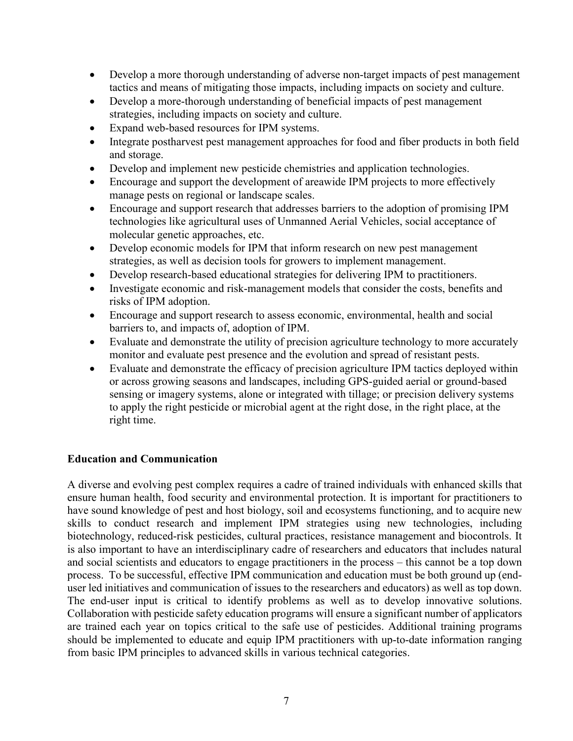- Develop a more thorough understanding of adverse non-target impacts of pest management tactics and means of mitigating those impacts, including impacts on society and culture.
- Develop a more-thorough understanding of beneficial impacts of pest management strategies, including impacts on society and culture.
- Expand web-based resources for IPM systems.
- Integrate postharvest pest management approaches for food and fiber products in both field and storage.
- Develop and implement new pesticide chemistries and application technologies.
- Encourage and support the development of areawide IPM projects to more effectively manage pests on regional or landscape scales.
- Encourage and support research that addresses barriers to the adoption of promising IPM technologies like agricultural uses of Unmanned Aerial Vehicles, social acceptance of molecular genetic approaches, etc.
- Develop economic models for IPM that inform research on new pest management strategies, as well as decision tools for growers to implement management.
- Develop research-based educational strategies for delivering IPM to practitioners.
- Investigate economic and risk-management models that consider the costs, benefits and risks of IPM adoption.
- Encourage and support research to assess economic, environmental, health and social barriers to, and impacts of, adoption of IPM.
- Evaluate and demonstrate the utility of precision agriculture technology to more accurately monitor and evaluate pest presence and the evolution and spread of resistant pests.
- Evaluate and demonstrate the efficacy of precision agriculture IPM tactics deployed within or across growing seasons and landscapes, including GPS-guided aerial or ground-based sensing or imagery systems, alone or integrated with tillage; or precision delivery systems to apply the right pesticide or microbial agent at the right dose, in the right place, at the right time.

**Education and Communication**

A diverse and evolving pest complex requires a cadre of trained individuals with enhanced skills that ensure human health, food security and environmental protection. It is important for practitioners to have sound knowledge of pest and host biology, soil and ecosystems functioning, and to acquire new skills to conduct research and implement IPM strategies using new technologies, including biotechnology, reduced-risk pesticides, cultural practices, resistance management and biocontrols. It is also important to have an interdisciplinary cadre of researchers and educators that includes natural and social scientists and educators to engage practitioners in the process – this cannot be a top down process. To be successful, effective IPM communication and education must be both ground up (end-user led initiatives and communication of issues to the researchers and educators) as well as top down. The end-user input is critical to identify problems as well as to develop innovative solutions. Collaboration with pesticide safety education programs will ensure a significant number of applicators are trained each year on topics critical to the safe use of pesticides. Additional training programs should be implemented to educate and equip IPM practitioners with up-to-date information ranging from basic IPM principles to advanced skills in various technical categories.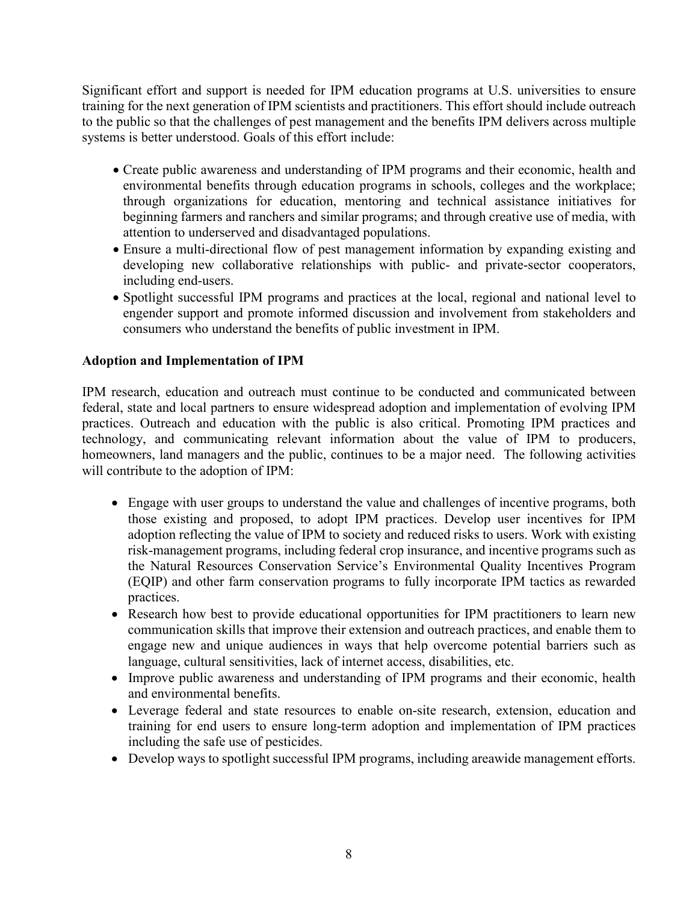Significant effort and support is needed for IPM education programs at U.S. universities to ensure training for the next generation of IPM scientists and practitioners. This effort should include outreach to the public so that the challenges of pest management and the benefits IPM delivers across multiple systems is better understood. Goals of this effort include:

- Create public awareness and understanding of IPM programs and their economic, health and environmental benefits through education programs in schools, colleges and the workplace; through organizations for education, mentoring and technical assistance initiatives for beginning farmers and ranchers and similar programs; and through creative use of media, with attention to underserved and disadvantaged populations.
- Ensure a multi-directional flow of pest management information by expanding existing and developing new collaborative relationships with public- and private-sector cooperators, including end-users.
- Spotlight successful IPM programs and practices at the local, regional and national level to engender support and promote informed discussion and involvement from stakeholders and consumers who understand the benefits of public investment in IPM.

**Adoption and Implementation of IPM**

IPM research, education and outreach must continue to be conducted and communicated between federal, state and local partners to ensure widespread adoption and implementation of evolving IPM practices. Outreach and education with the public is also critical. Promoting IPM practices and technology, and communicating relevant information about the value of IPM to producers, homeowners, land managers and the public, continues to be a major need. The following activities will contribute to the adoption of IPM:

- Engage with user groups to understand the value and challenges of incentive programs, both those existing and proposed, to adopt IPM practices. Develop user incentives for IPM adoption reflecting the value of IPM to society and reduced risks to users. Work with existing risk-management programs, including federal crop insurance, and incentive programs such as the Natural Resources Conservation Service's Environmental Quality Incentives Program (EQIP) and other farm conservation programs to fully incorporate IPM tactics as rewarded practices.
- Research how best to provide educational opportunities for IPM practitioners to learn new communication skills that improve their extension and outreach practices, and enable them to engage new and unique audiences in ways that help overcome potential barriers such as language, cultural sensitivities, lack of internet access, disabilities, etc.
- Improve public awareness and understanding of IPM programs and their economic, health and environmental benefits.
- Leverage federal and state resources to enable on-site research, extension, education and training for end users to ensure long-term adoption and implementation of IPM practices including the safe use of pesticides.
- Develop ways to spotlight successful IPM programs, including areawide management efforts.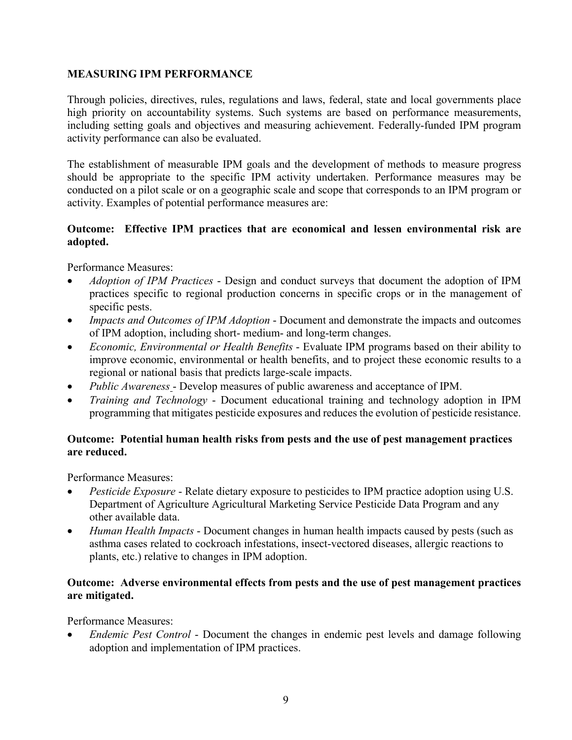## MEASURING IPM PERFORMANCE

Through policies, directives, rules, regulations and laws, federal, state and local governments place high priority on accountability systems. Such systems are based on performance measurements, including setting goals and objectives and measuring achievement. Federally-funded IPM program activity performance can also be evaluated.

The establishment of measurable IPM goals and the development of methods to measure progress should be appropriate to the specific IPM activity undertaken. Performance measures may be conducted on a pilot scale or on a geographic scale and scope that corresponds to an IPM program or activity. Examples of potential performance measures are:

**Outcome: Effective IPM practices that are economical and lessen environmental risk are adopted.**

Performance Measures:

- *Adoption of IPM Practices* - Design and conduct surveys that document the adoption of IPM practices specific to regional production concerns in specific crops or in the management of specific pests.
- *Impacts and Outcomes of IPM Adoption* - Document and demonstrate the impacts and outcomes of IPM adoption, including short- medium- and long-term changes.
- *Economic, Environmental or Health Benefits* - Evaluate IPM programs based on their ability to improve economic, environmental or health benefits, and to project these economic results to a regional or national basis that predicts large-scale impacts.
- *Public Awareness* - Develop measures of public awareness and acceptance of IPM.
- *Training and Technology* - Document educational training and technology adoption in IPM programming that mitigates pesticide exposures and reduces the evolution of pesticide resistance.

**Outcome: Potential human health risks from pests and the use of pest management practices are reduced.**

Performance Measures:

- *Pesticide Exposure* - Relate dietary exposure to pesticides to IPM practice adoption using U.S. Department of Agriculture Agricultural Marketing Service Pesticide Data Program and any other available data.
- *Human Health Impacts* - Document changes in human health impacts caused by pests (such as asthma cases related to cockroach infestations, insect-vectored diseases, allergic reactions to plants, etc.) relative to changes in IPM adoption.

**Outcome: Adverse environmental effects from pests and the use of pest management practices are mitigated.**

Performance Measures:

- *Endemic Pest Control* - Document the changes in endemic pest levels and damage following adoption and implementation of IPM practices.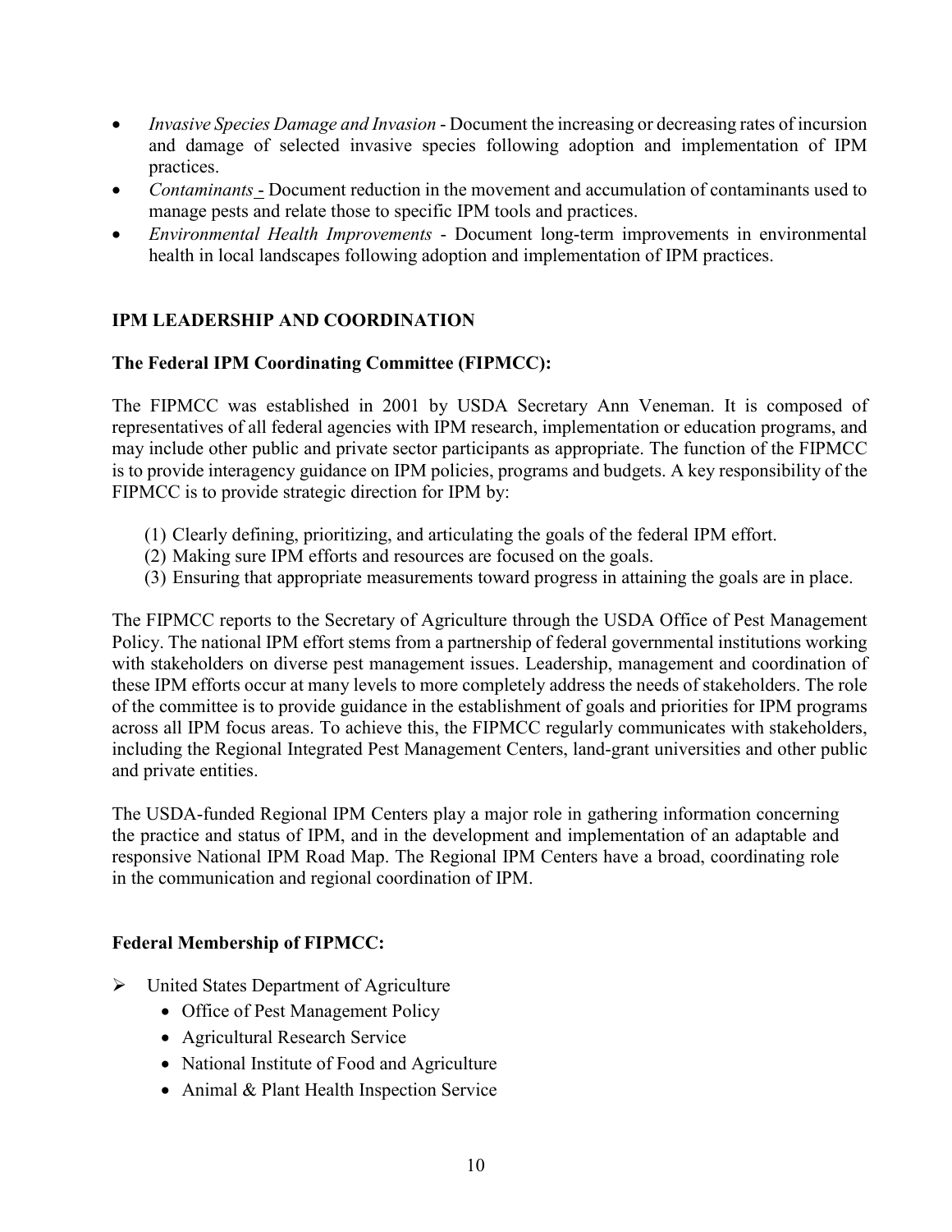- *Invasive Species Damage and Invasion* - Document the increasing or decreasing rates of incursion and damage of selected invasive species following adoption and implementation of IPM practices.
- *Contaminants* - Document reduction in the movement and accumulation of contaminants used to manage pests and relate those to specific IPM tools and practices.
- *Environmental Health Improvements* - Document long-term improvements in environmental health in local landscapes following adoption and implementation of IPM practices.

## IPM LEADERSHIP AND COORDINATION

### The Federal IPM Coordinating Committee (FIPMCC):

The FIPMCC was established in 2001 by USDA Secretary Ann Veneman. It is composed of representatives of all federal agencies with IPM research, implementation or education programs, and may include other public and private sector participants as appropriate. The function of the FIPMCC is to provide interagency guidance on IPM policies, programs and budgets. A key responsibility of the FIPMCC is to provide strategic direction for IPM by:

(1) Clearly defining, prioritizing, and articulating the goals of the federal IPM effort.
(2) Making sure IPM efforts and resources are focused on the goals.
(3) Ensuring that appropriate measurements toward progress in attaining the goals are in place.

The FIPMCC reports to the Secretary of Agriculture through the USDA Office of Pest Management Policy. The national IPM effort stems from a partnership of federal governmental institutions working with stakeholders on diverse pest management issues. Leadership, management and coordination of these IPM efforts occur at many levels to more completely address the needs of stakeholders. The role of the committee is to provide guidance in the establishment of goals and priorities for IPM programs across all IPM focus areas. To achieve this, the FIPMCC regularly communicates with stakeholders, including the Regional Integrated Pest Management Centers, land-grant universities and other public and private entities.

The USDA-funded Regional IPM Centers play a major role in gathering information concerning the practice and status of IPM, and in the development and implementation of an adaptable and responsive National IPM Road Map. The Regional IPM Centers have a broad, coordinating role in the communication and regional coordination of IPM.

### Federal Membership of FIPMCC:

- United States Department of Agriculture
  - Office of Pest Management Policy
  - Agricultural Research Service
  - National Institute of Food and Agriculture
  - Animal & Plant Health Inspection Service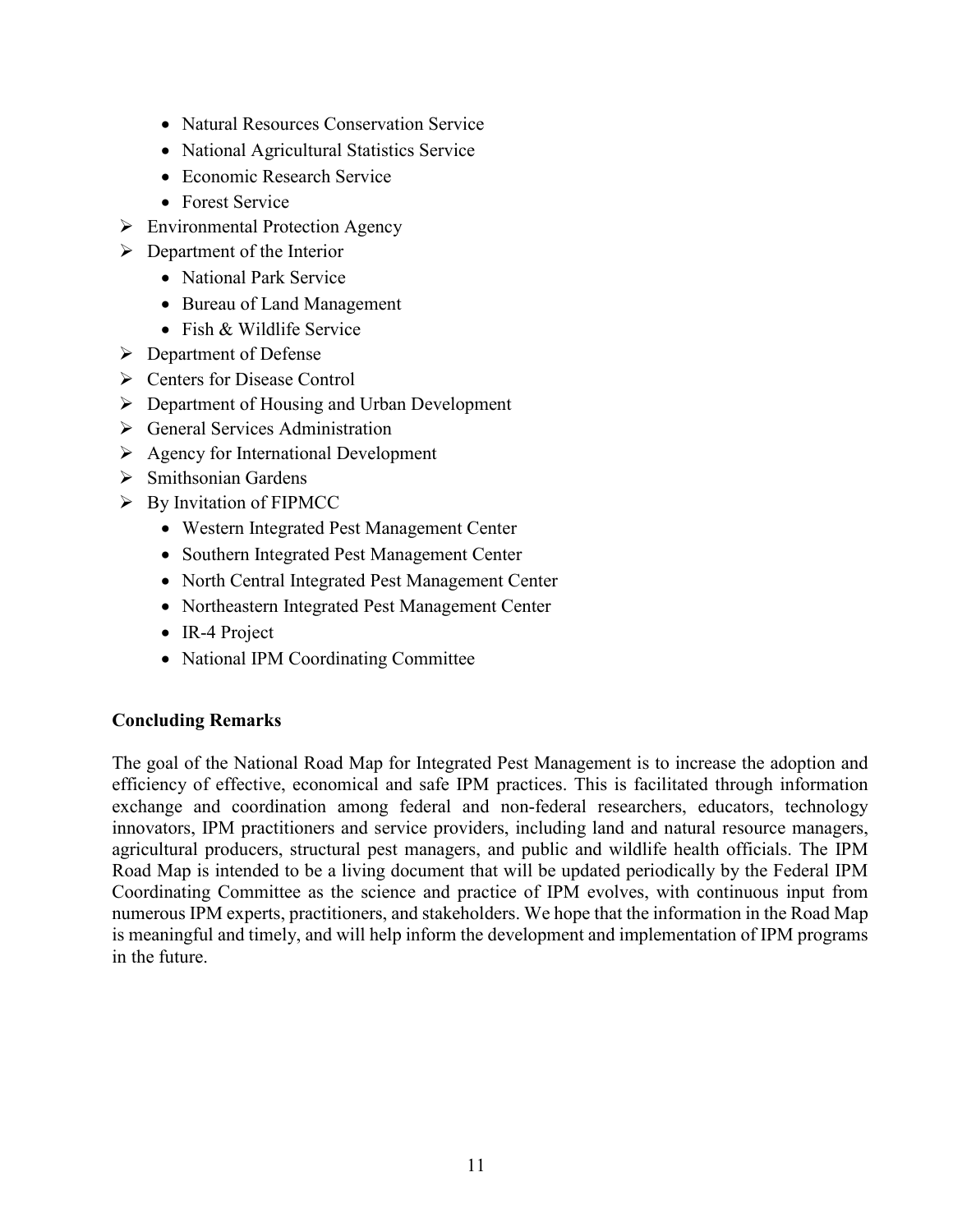- Natural Resources Conservation Service
    - National Agricultural Statistics Service
    - Economic Research Service
    - Forest Service
- Environmental Protection Agency
- Department of the Interior
    - National Park Service
    - Bureau of Land Management
    - Fish & Wildlife Service
- Department of Defense
- Centers for Disease Control
- Department of Housing and Urban Development
- General Services Administration
- Agency for International Development
- Smithsonian Gardens
- By Invitation of FIPMCC
    - Western Integrated Pest Management Center
    - Southern Integrated Pest Management Center
    - North Central Integrated Pest Management Center
    - Northeastern Integrated Pest Management Center
    - IR-4 Project
    - National IPM Coordinating Committee

**Concluding Remarks**

The goal of the National Road Map for Integrated Pest Management is to increase the adoption and efficiency of effective, economical and safe IPM practices. This is facilitated through information exchange and coordination among federal and non-federal researchers, educators, technology innovators, IPM practitioners and service providers, including land and natural resource managers, agricultural producers, structural pest managers, and public and wildlife health officials. The IPM Road Map is intended to be a living document that will be updated periodically by the Federal IPM Coordinating Committee as the science and practice of IPM evolves, with continuous input from numerous IPM experts, practitioners, and stakeholders. We hope that the information in the Road Map is meaningful and timely, and will help inform the development and implementation of IPM programs in the future.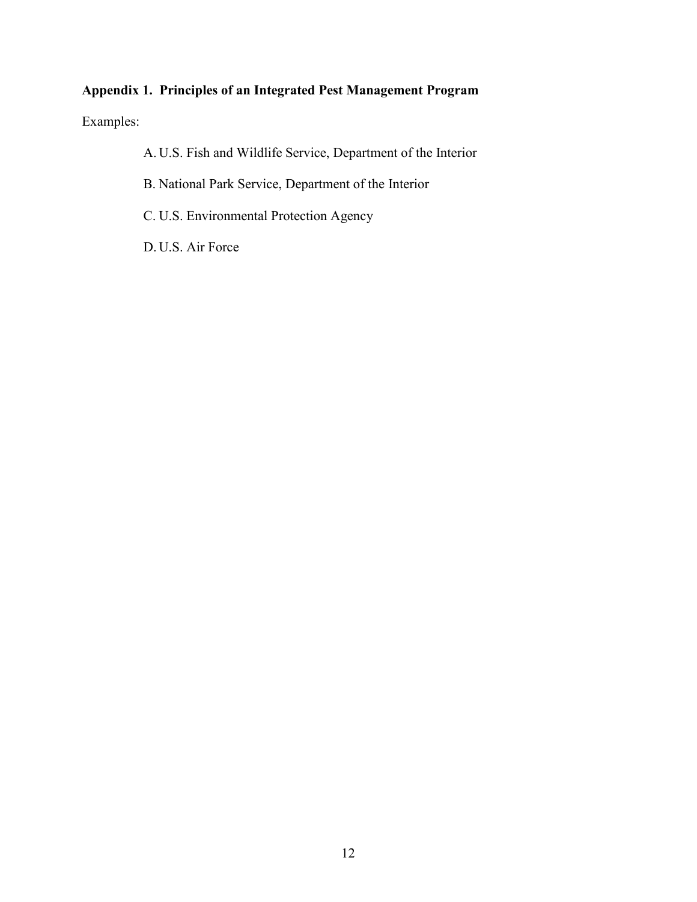**Appendix 1. Principles of an Integrated Pest Management Program**

Examples:

A. U.S. Fish and Wildlife Service, Department of the Interior

B. National Park Service, Department of the Interior

C. U.S. Environmental Protection Agency

D. U.S. Air Force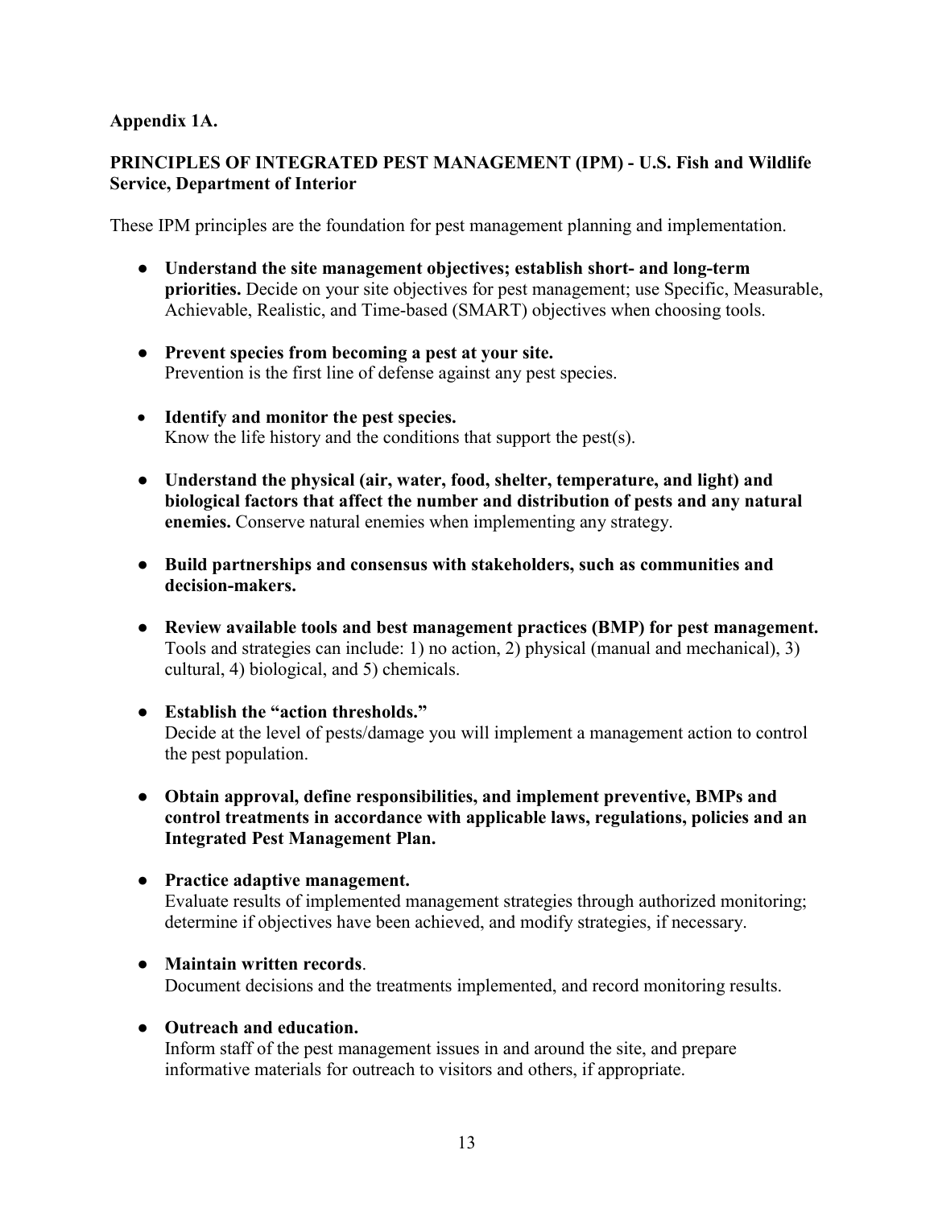**Appendix 1A.**

**PRINCIPLES OF INTEGRATED PEST MANAGEMENT (IPM) - U.S. Fish and Wildlife Service, Department of Interior**

These IPM principles are the foundation for pest management planning and implementation.

- **Understand the site management objectives; establish short- and long-term priorities.** Decide on your site objectives for pest management; use Specific, Measurable, Achievable, Realistic, and Time-based (SMART) objectives when choosing tools.

- **Prevent species from becoming a pest at your site.** Prevention is the first line of defense against any pest species.

- **Identify and monitor the pest species.** Know the life history and the conditions that support the pest(s).

- **Understand the physical (air, water, food, shelter, temperature, and light) and biological factors that affect the number and distribution of pests and any natural enemies.** Conserve natural enemies when implementing any strategy.

- **Build partnerships and consensus with stakeholders, such as communities and decision-makers.**

- **Review available tools and best management practices (BMP) for pest management.** Tools and strategies can include: 1) no action, 2) physical (manual and mechanical), 3) cultural, 4) biological, and 5) chemicals.

- **Establish the "action thresholds."** Decide at the level of pests/damage you will implement a management action to control the pest population.

- **Obtain approval, define responsibilities, and implement preventive, BMPs and control treatments in accordance with applicable laws, regulations, policies and an Integrated Pest Management Plan.**

- **Practice adaptive management.** Evaluate results of implemented management strategies through authorized monitoring; determine if objectives have been achieved, and modify strategies, if necessary.

- **Maintain written records**. Document decisions and the treatments implemented, and record monitoring results.

- **Outreach and education.** Inform staff of the pest management issues in and around the site, and prepare informative materials for outreach to visitors and others, if appropriate.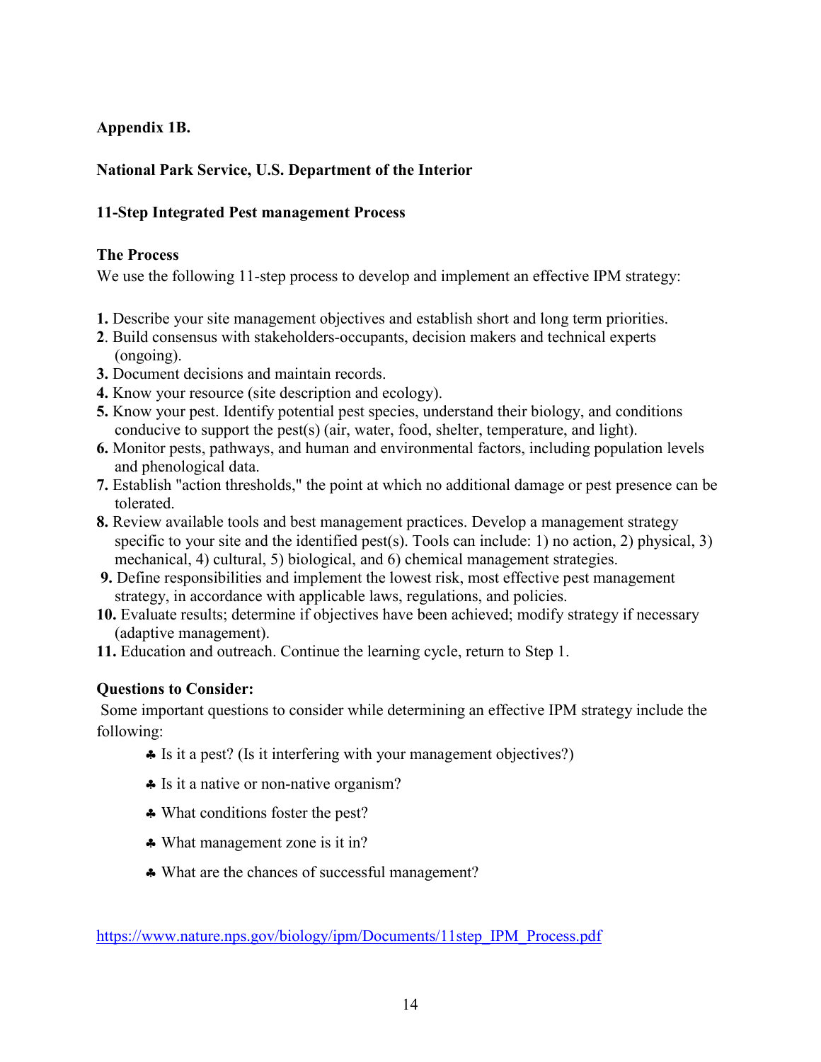**Appendix 1B.**

**National Park Service, U.S. Department of the Interior**

**11-Step Integrated Pest management Process**

**The Process**

We use the following 11-step process to develop and implement an effective IPM strategy:

**1.** Describe your site management objectives and establish short and long term priorities.
**2**. Build consensus with stakeholders-occupants, decision makers and technical experts (ongoing).
**3.** Document decisions and maintain records.
**4.** Know your resource (site description and ecology).
**5.** Know your pest. Identify potential pest species, understand their biology, and conditions conducive to support the pest(s) (air, water, food, shelter, temperature, and light).
**6.** Monitor pests, pathways, and human and environmental factors, including population levels and phenological data.
**7.** Establish "action thresholds," the point at which no additional damage or pest presence can be tolerated.
**8.** Review available tools and best management practices. Develop a management strategy specific to your site and the identified pest(s). Tools can include: 1) no action, 2) physical, 3) mechanical, 4) cultural, 5) biological, and 6) chemical management strategies.
**9.** Define responsibilities and implement the lowest risk, most effective pest management strategy, in accordance with applicable laws, regulations, and policies.
**10.** Evaluate results; determine if objectives have been achieved; modify strategy if necessary (adaptive management).
**11.** Education and outreach. Continue the learning cycle, return to Step 1.

**Questions to Consider:**

Some important questions to consider while determining an effective IPM strategy include the following:

- ♣ Is it a pest? (Is it interfering with your management objectives?)
- ♣ Is it a native or non-native organism?
- ♣ What conditions foster the pest?
- ♣ What management zone is it in?
- ♣ What are the chances of successful management?

https://www.nature.nps.gov/biology/ipm/Documents/11step_IPM_Process.pdf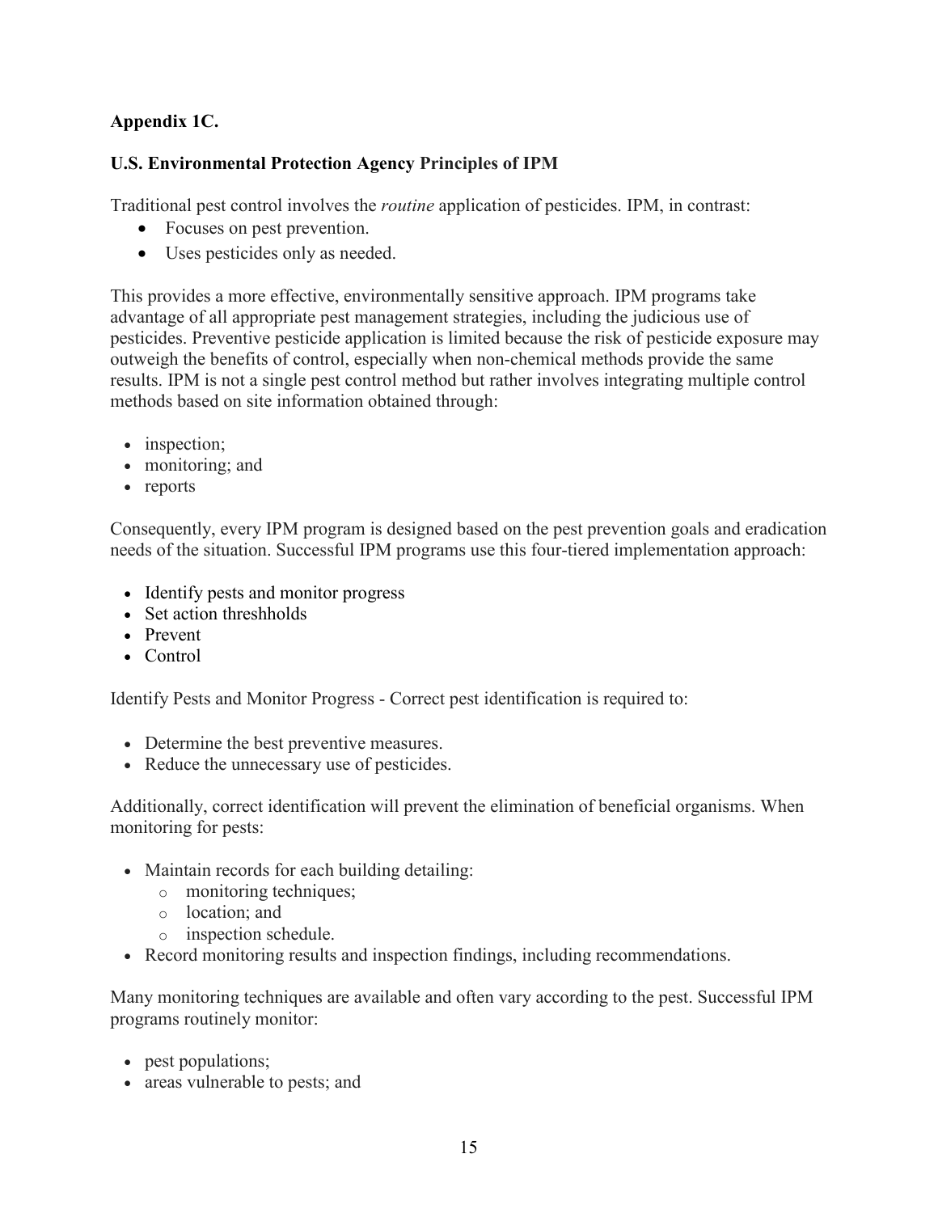**Appendix 1C.**

**U.S. Environmental Protection Agency Principles of IPM**

Traditional pest control involves the *routine* application of pesticides. IPM, in contrast:

- Focuses on pest prevention.
- Uses pesticides only as needed.

This provides a more effective, environmentally sensitive approach. IPM programs take advantage of all appropriate pest management strategies, including the judicious use of pesticides. Preventive pesticide application is limited because the risk of pesticide exposure may outweigh the benefits of control, especially when non-chemical methods provide the same results. IPM is not a single pest control method but rather involves integrating multiple control methods based on site information obtained through:

- inspection;
- monitoring; and
- reports

Consequently, every IPM program is designed based on the pest prevention goals and eradication needs of the situation. Successful IPM programs use this four-tiered implementation approach:

- Identify pests and monitor progress
- Set action threshholds
- Prevent
- Control

Identify Pests and Monitor Progress - Correct pest identification is required to:

- Determine the best preventive measures.
- Reduce the unnecessary use of pesticides.

Additionally, correct identification will prevent the elimination of beneficial organisms. When monitoring for pests:

- Maintain records for each building detailing:
  - monitoring techniques;
  - location; and
  - inspection schedule.
- Record monitoring results and inspection findings, including recommendations.

Many monitoring techniques are available and often vary according to the pest. Successful IPM programs routinely monitor:

- pest populations;
- areas vulnerable to pests; and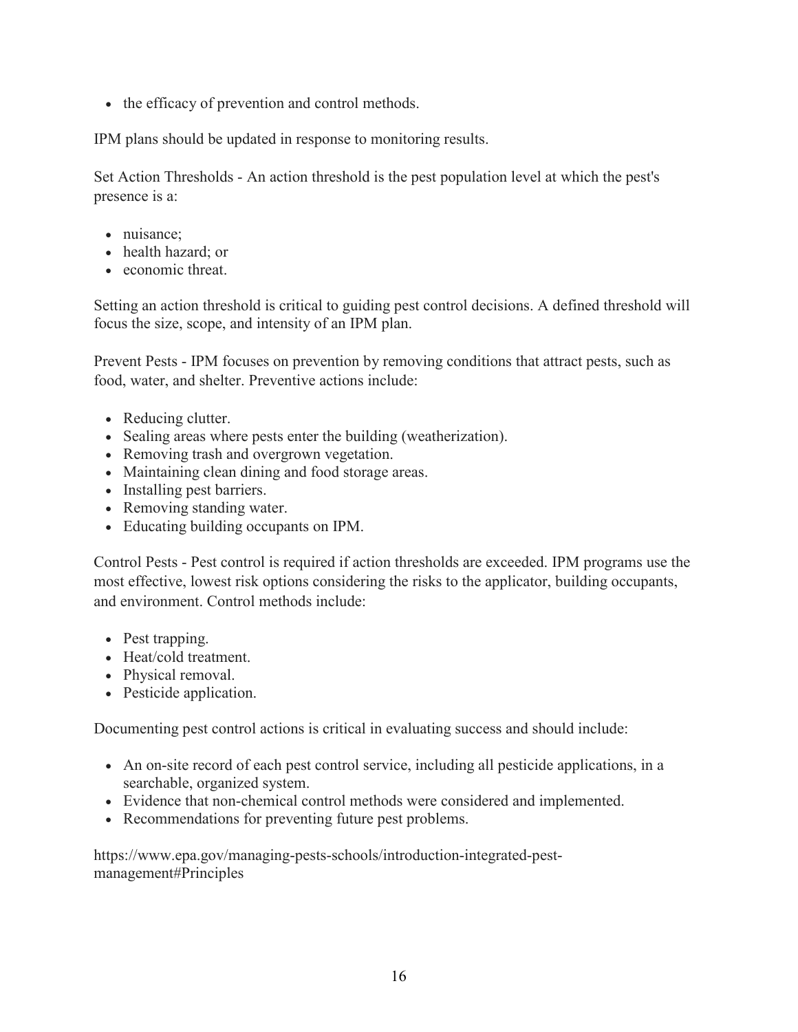- the efficacy of prevention and control methods.

IPM plans should be updated in response to monitoring results.

Set Action Thresholds - An action threshold is the pest population level at which the pest's presence is a:

- nuisance;
- health hazard; or
- economic threat.

Setting an action threshold is critical to guiding pest control decisions. A defined threshold will focus the size, scope, and intensity of an IPM plan.

Prevent Pests - IPM focuses on prevention by removing conditions that attract pests, such as food, water, and shelter. Preventive actions include:

- Reducing clutter.
- Sealing areas where pests enter the building (weatherization).
- Removing trash and overgrown vegetation.
- Maintaining clean dining and food storage areas.
- Installing pest barriers.
- Removing standing water.
- Educating building occupants on IPM.

Control Pests - Pest control is required if action thresholds are exceeded. IPM programs use the most effective, lowest risk options considering the risks to the applicator, building occupants, and environment. Control methods include:

- Pest trapping.
- Heat/cold treatment.
- Physical removal.
- Pesticide application.

Documenting pest control actions is critical in evaluating success and should include:

- An on-site record of each pest control service, including all pesticide applications, in a searchable, organized system.
- Evidence that non-chemical control methods were considered and implemented.
- Recommendations for preventing future pest problems.

https://www.epa.gov/managing-pests-schools/introduction-integrated-pest-management#Principles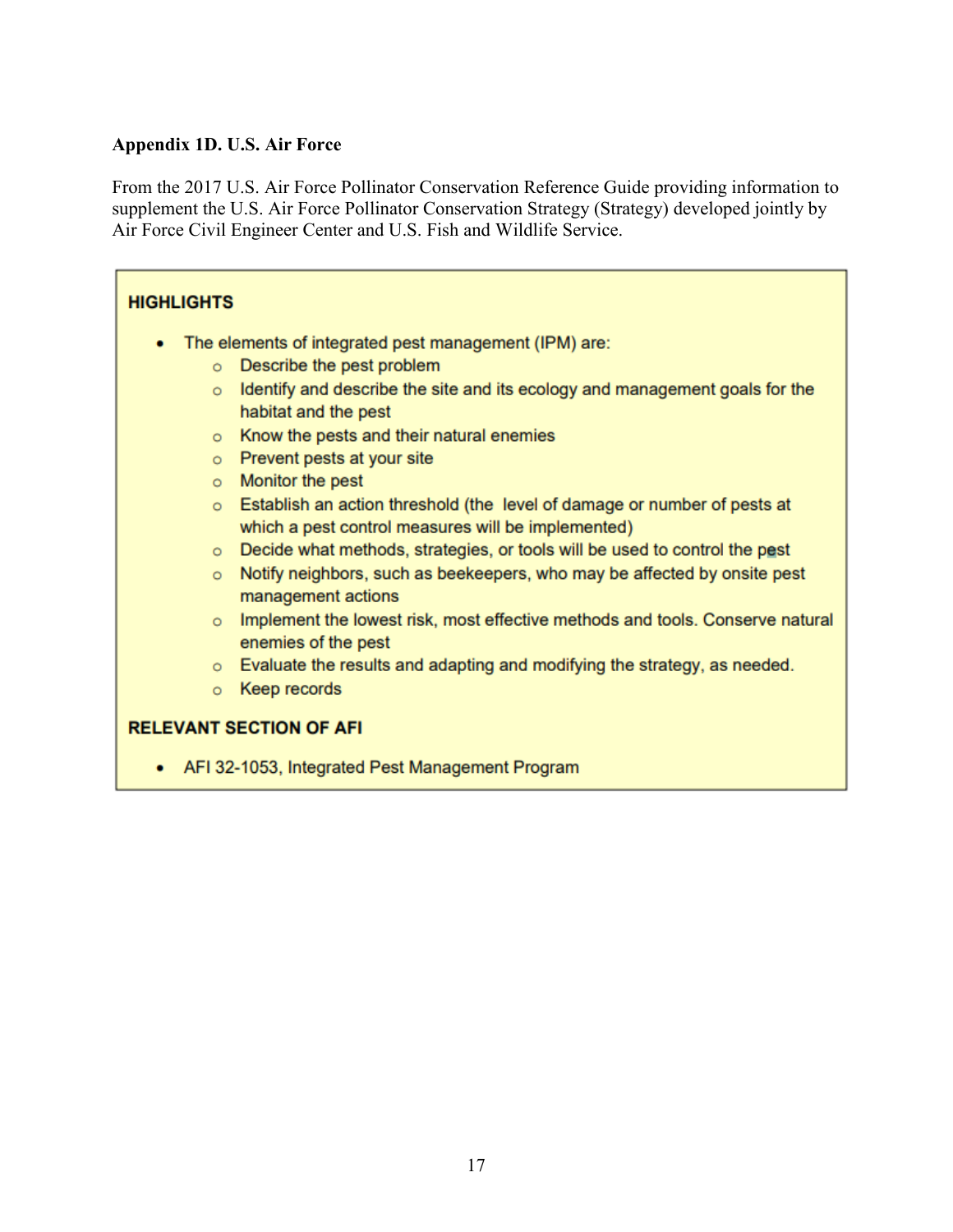**Appendix 1D. U.S. Air Force**

From the 2017 U.S. Air Force Pollinator Conservation Reference Guide providing information to supplement the U.S. Air Force Pollinator Conservation Strategy (Strategy) developed jointly by Air Force Civil Engineer Center and U.S. Fish and Wildlife Service.

**HIGHLIGHTS**

- The elements of integrated pest management (IPM) are:
  - Describe the pest problem
  - Identify and describe the site and its ecology and management goals for the habitat and the pest
  - Know the pests and their natural enemies
  - Prevent pests at your site
  - Monitor the pest
  - Establish an action threshold (the level of damage or number of pests at which a pest control measures will be implemented)
  - Decide what methods, strategies, or tools will be used to control the pest
  - Notify neighbors, such as beekeepers, who may be affected by onsite pest management actions
  - Implement the lowest risk, most effective methods and tools. Conserve natural enemies of the pest
  - Evaluate the results and adapting and modifying the strategy, as needed.
  - Keep records

**RELEVANT SECTION OF AFI**

- AFI 32-1053, Integrated Pest Management Program